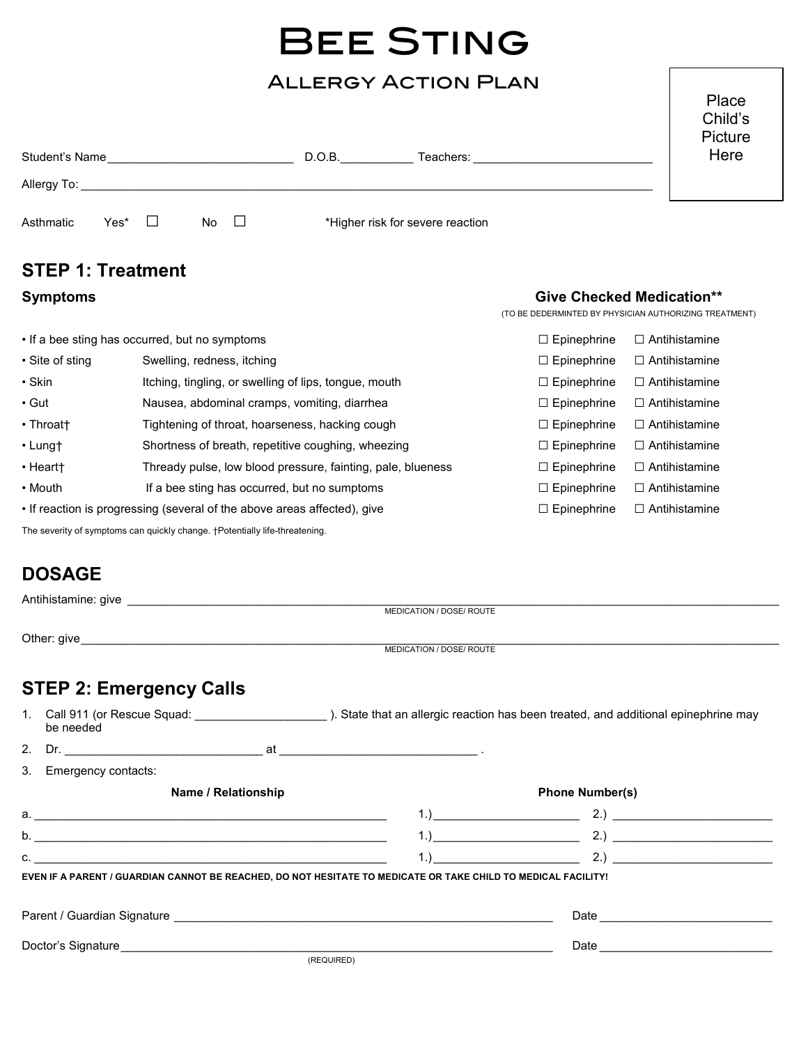// Bee Sting

## Allergy Action Plan

Place Child's Picture Here

Student's Name___________________________ D.O.B.___________ Teachers: __________________________

Allergy To: ____________________________________________________________________________________

Asthmatic Yes* ☐ No ☐ *Higher risk for severe reaction

## STEP 1: Treatment

| **Symptoms** | | **Give Checked Medication**** (TO BE DEDERMINTED BY PHYSICIAN AUTHORIZING TREATMENT) | |
|---|---|---|---|
| • If a bee sting has occurred, but no symptoms | | ☐ Epinephrine | ☐ Antihistamine |
| • Site of sting | Swelling, redness, itching | ☐ Epinephrine | ☐ Antihistamine |
| • Skin | Itching, tingling, or swelling of lips, tongue, mouth | ☐ Epinephrine | ☐ Antihistamine |
| • Gut | Nausea, abdominal cramps, vomiting, diarrhea | ☐ Epinephrine | ☐ Antihistamine |
| • Throat† | Tightening of throat, hoarseness, hacking cough | ☐ Epinephrine | ☐ Antihistamine |
| • Lung† | Shortness of breath, repetitive coughing, wheezing | ☐ Epinephrine | ☐ Antihistamine |
| • Heart† | Thready pulse, low blood pressure, fainting, pale, blueness | ☐ Epinephrine | ☐ Antihistamine |
| • Mouth | If a bee sting has occurred, but no sumptoms | ☐ Epinephrine | ☐ Antihistamine |
| • If reaction is progressing (several of the above areas affected), give | | ☐ Epinephrine | ☐ Antihistamine |

The severity of symptoms can quickly change. †Potentially life-threatening.

## DOSAGE

Antihistamine: give ______________________________________________________________________________
MEDICATION / DOSE/ ROUTE

Other: give______________________________________________________________________________________
MEDICATION / DOSE/ ROUTE

## STEP 2: Emergency Calls

1. Call 911 (or Rescue Squad: ___________________ ). State that an allergic reaction has been treated, and additional epinephrine may be needed
2. Dr. _____________________________ at _____________________________ .
3. Emergency contacts:

| Name / Relationship | Phone Number(s) | |
|---|---|---|
| a. ______________________________________________ | 1.)____________________ | 2.) ______________________ |
| b. ______________________________________________ | 1.)____________________ | 2.) ______________________ |
| c. ______________________________________________ | 1.)____________________ | 2.) ______________________ |

**EVEN IF A PARENT / GUARDIAN CANNOT BE REACHED, DO NOT HESITATE TO MEDICATE OR TAKE CHILD TO MEDICAL FACILITY!**

Parent / Guardian Signature ___________________________________________________ Date ________________________

Doctor's Signature__________________________________________________________ Date ________________________
(REQUIRED)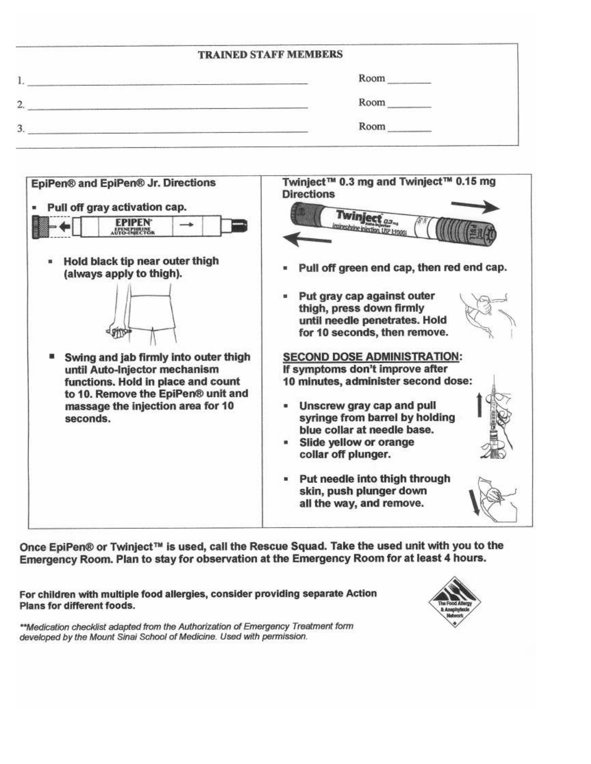## TRAINED STAFF MEMBERS

| | |
|---|---|
| 1. ______________________________ | Room ________ |
| 2. ______________________________ | Room ________ |
| 3. ______________________________ | Room ________ |

### EpiPen® and EpiPen® Jr. Directions

- Pull off gray activation cap.
  - Hold black tip near outer thigh (always apply to thigh).
  - Swing and jab firmly into outer thigh until Auto-Injector mechanism functions. Hold in place and count to 10. Remove the EpiPen® unit and massage the injection area for 10 seconds.

### Twinject™ 0.3 mg and Twinject™ 0.15 mg Directions

- Pull off green end cap, then red end cap.
- Put gray cap against outer thigh, press down firmly until needle penetrates. Hold for 10 seconds, then remove.

**SECOND DOSE ADMINISTRATION:**
If symptoms don't improve after 10 minutes, administer second dose:

- Unscrew gray cap and pull syringe from barrel by holding blue collar at needle base.
- Slide yellow or orange collar off plunger.
- Put needle into thigh through skin, push plunger down all the way, and remove.

**Once EpiPen® or Twinject™ is used, call the Rescue Squad. Take the used unit with you to the Emergency Room. Plan to stay for observation at the Emergency Room for at least 4 hours.**

**For children with multiple food allergies, consider providing separate Action Plans for different foods.**

*\*\*Medication checklist adapted from the Authorization of Emergency Treatment form developed by the Mount Sinai School of Medicine. Used with permission.*